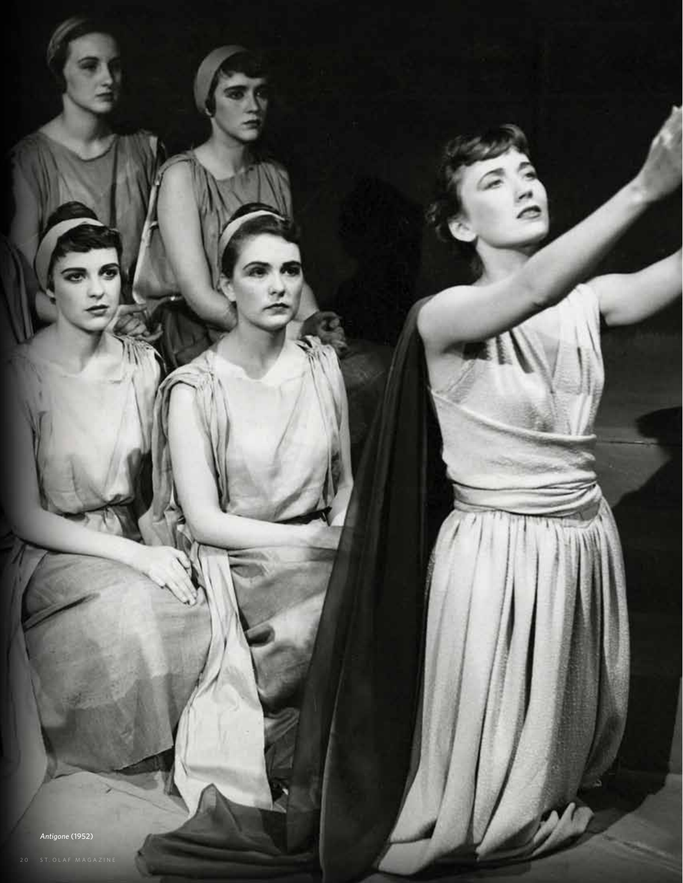*Antigone* (1952)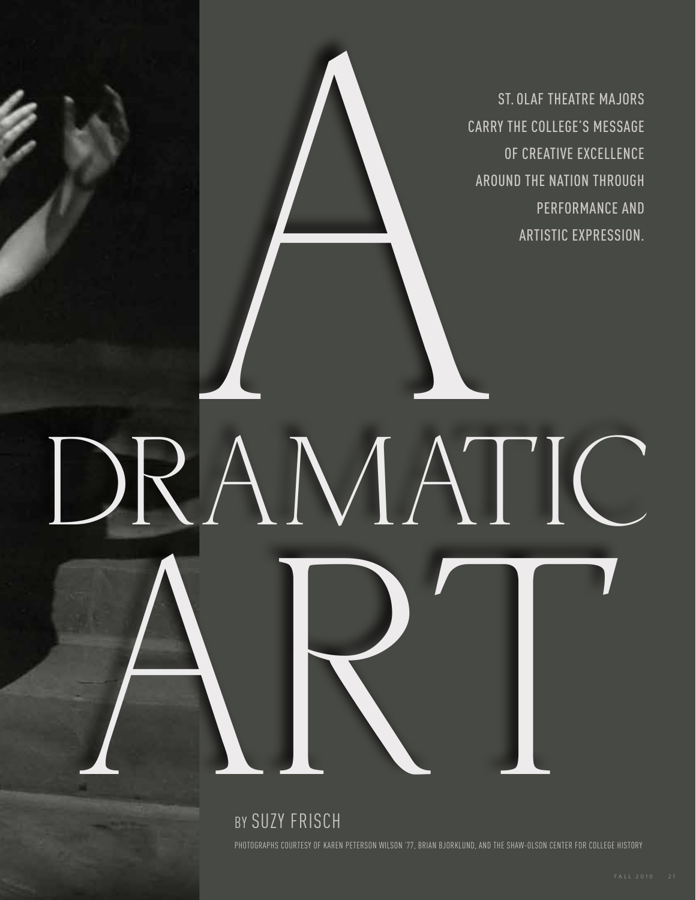# A DRAMATIC ART

ST. OLAF THEATRE MAJORS CARRY THE COLLEGE'S MESSAGE OF CREATIVE EXCELLENCE AROUND THE NATION THROUGH PERFORMANCE AND ARTISTIC EXPRESSION.

BY SUZY FRISCH

PHOTOGRAPHS COURTESY OF KAREN PETERSON WILSON '77, BRIAN BJORKLUND, AND THE SHAW-OLSON CENTER FOR COLLEGE HISTORY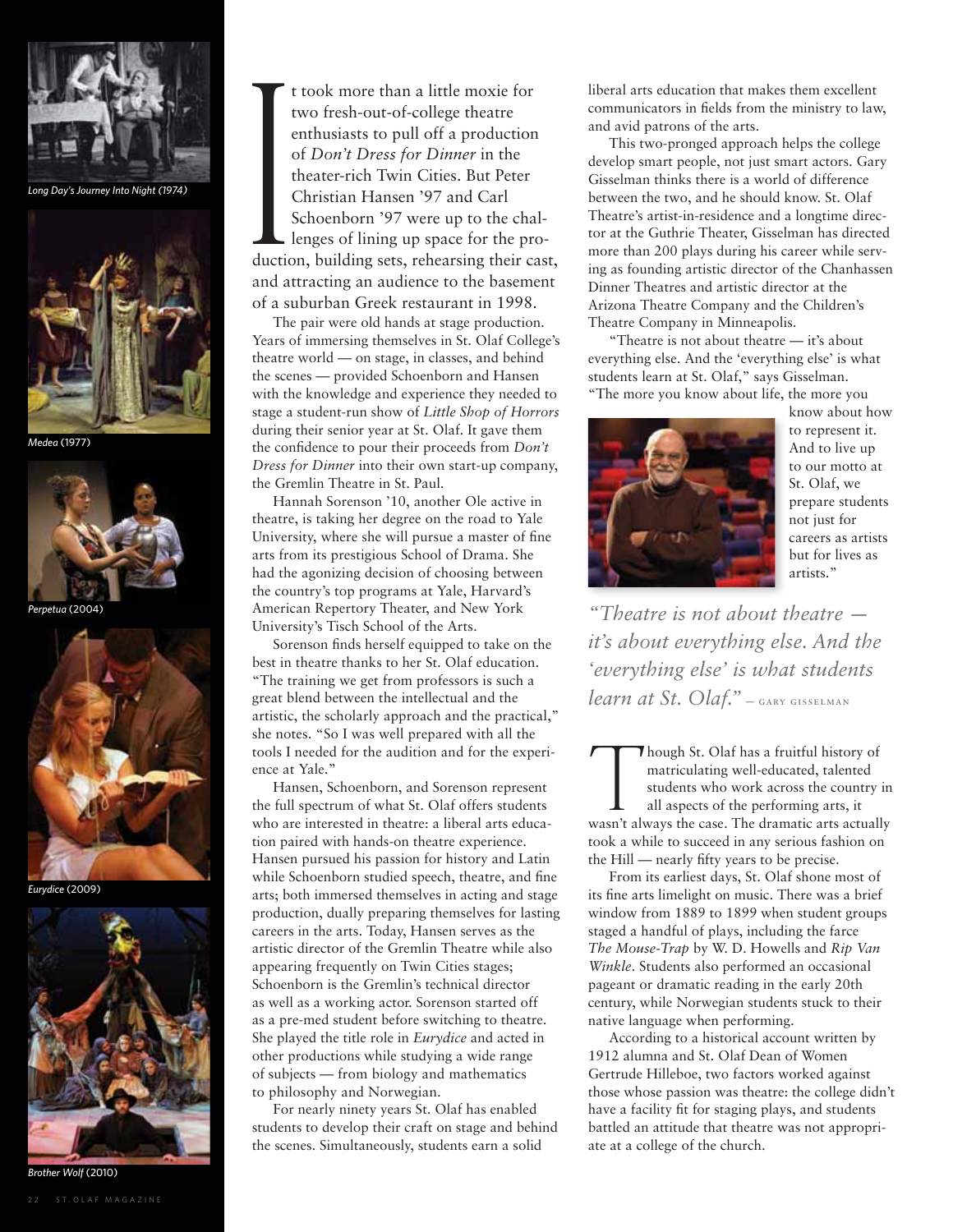*Long Day's Journey Into Night (1974)*

*Medea* (1977)

*Perpetua* (2004)

*Eurydice* (2009)

*Brother Wolf* (2010)

It took more than a little moxie for two fresh-out-of-college theatre enthusiasts to pull off a production of *Don't Dress for Dinner* in the theater-rich Twin Cities. But Peter Christian Hansen '97 and Carl Schoenborn '97 were up to the challenges of lining up space for the production, building sets, rehearsing their cast, and attracting an audience to the basement of a suburban Greek restaurant in 1998.

The pair were old hands at stage production. Years of immersing themselves in St. Olaf College's theatre world — on stage, in classes, and behind the scenes — provided Schoenborn and Hansen with the knowledge and experience they needed to stage a student-run show of *Little Shop of Horrors* during their senior year at St. Olaf. It gave them the confidence to pour their proceeds from *Don't Dress for Dinner* into their own start-up company, the Gremlin Theatre in St. Paul.

Hannah Sorenson '10, another Ole active in theatre, is taking her degree on the road to Yale University, where she will pursue a master of fine arts from its prestigious School of Drama. She had the agonizing decision of choosing between the country's top programs at Yale, Harvard's American Repertory Theater, and New York University's Tisch School of the Arts.

Sorenson finds herself equipped to take on the best in theatre thanks to her St. Olaf education. "The training we get from professors is such a great blend between the intellectual and the artistic, the scholarly approach and the practical," she notes. "So I was well prepared with all the tools I needed for the audition and for the experience at Yale."

Hansen, Schoenborn, and Sorenson represent the full spectrum of what St. Olaf offers students who are interested in theatre: a liberal arts education paired with hands-on theatre experience. Hansen pursued his passion for history and Latin while Schoenborn studied speech, theatre, and fine arts; both immersed themselves in acting and stage production, dually preparing themselves for lasting careers in the arts. Today, Hansen serves as the artistic director of the Gremlin Theatre while also appearing frequently on Twin Cities stages; Schoenborn is the Gremlin's technical director as well as a working actor. Sorenson started off as a pre-med student before switching to theatre. She played the title role in *Eurydice* and acted in other productions while studying a wide range of subjects — from biology and mathematics to philosophy and Norwegian.

For nearly ninety years St. Olaf has enabled students to develop their craft on stage and behind the scenes. Simultaneously, students earn a solid liberal arts education that makes them excellent communicators in fields from the ministry to law, and avid patrons of the arts.

This two-pronged approach helps the college develop smart people, not just smart actors. Gary Gisselman thinks there is a world of difference between the two, and he should know. St. Olaf Theatre's artist-in-residence and a longtime director at the Guthrie Theater, Gisselman has directed more than 200 plays during his career while serving as founding artistic director of the Chanhassen Dinner Theatres and artistic director at the Arizona Theatre Company and the Children's Theatre Company in Minneapolis.

"Theatre is not about theatre — it's about everything else. And the 'everything else' is what students learn at St. Olaf," says Gisselman. "The more you know about life, the more you know about how to represent it. And to live up to our motto at St. Olaf, we prepare students not just for careers as artists but for lives as artists."

> *"Theatre is not about theatre — it's about everything else. And the 'everything else' is what students learn at St. Olaf."* – GARY GISSELMAN

Though St. Olaf has a fruitful history of matriculating well-educated, talented students who work across the country in all aspects of the performing arts, it wasn't always the case. The dramatic arts actually took a while to succeed in any serious fashion on the Hill — nearly fifty years to be precise.

From its earliest days, St. Olaf shone most of its fine arts limelight on music. There was a brief window from 1889 to 1899 when student groups staged a handful of plays, including the farce *The Mouse-Trap* by W. D. Howells and *Rip Van Winkle*. Students also performed an occasional pageant or dramatic reading in the early 20th century, while Norwegian students stuck to their native language when performing.

According to a historical account written by 1912 alumna and St. Olaf Dean of Women Gertrude Hilleboe, two factors worked against those whose passion was theatre: the college didn't have a facility fit for staging plays, and students battled an attitude that theatre was not appropriate at a college of the church.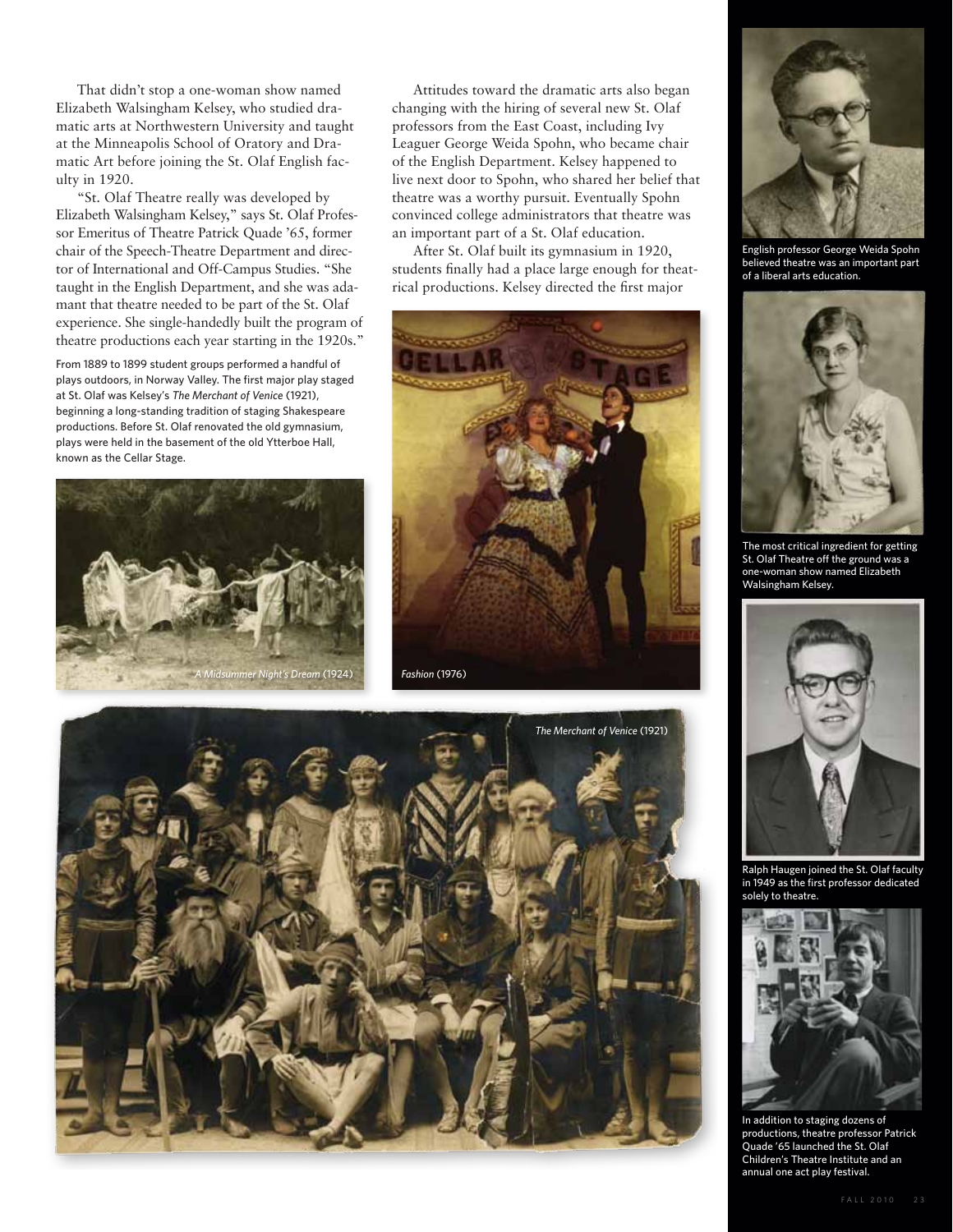That didn't stop a one-woman show named Elizabeth Walsingham Kelsey, who studied dramatic arts at Northwestern University and taught at the Minneapolis School of Oratory and Dramatic Art before joining the St. Olaf English faculty in 1920.

"St. Olaf Theatre really was developed by Elizabeth Walsingham Kelsey," says St. Olaf Professor Emeritus of Theatre Patrick Quade '65, former chair of the Speech-Theatre Department and director of International and Off-Campus Studies. "She taught in the English Department, and she was adamant that theatre needed to be part of the St. Olaf experience. She single-handedly built the program of theatre productions each year starting in the 1920s."

From 1889 to 1899 student groups performed a handful of plays outdoors, in Norway Valley. The first major play staged at St. Olaf was Kelsey's *The Merchant of Venice* (1921), beginning a long-standing tradition of staging Shakespeare productions. Before St. Olaf renovated the old gymnasium, plays were held in the basement of the old Ytterboe Hall, known as the Cellar Stage.

*A Midsummer Night's Dream* (1924)

Attitudes toward the dramatic arts also began changing with the hiring of several new St. Olaf professors from the East Coast, including Ivy Leaguer George Weida Spohn, who became chair of the English Department. Kelsey happened to live next door to Spohn, who shared her belief that theatre was a worthy pursuit. Eventually Spohn convinced college administrators that theatre was an important part of a St. Olaf education.

After St. Olaf built its gymnasium in 1920, students finally had a place large enough for theatrical productions. Kelsey directed the first major

*Fashion* (1976)

*The Merchant of Venice* (1921)

English professor George Weida Spohn believed theatre was an important part of a liberal arts education.

The most critical ingredient for getting St. Olaf Theatre off the ground was a one-woman show named Elizabeth Walsingham Kelsey.

Ralph Haugen joined the St. Olaf faculty in 1949 as the first professor dedicated solely to theatre.

In addition to staging dozens of productions, theatre professor Patrick Quade '65 launched the St. Olaf Children's Theatre Institute and an annual one act play festival.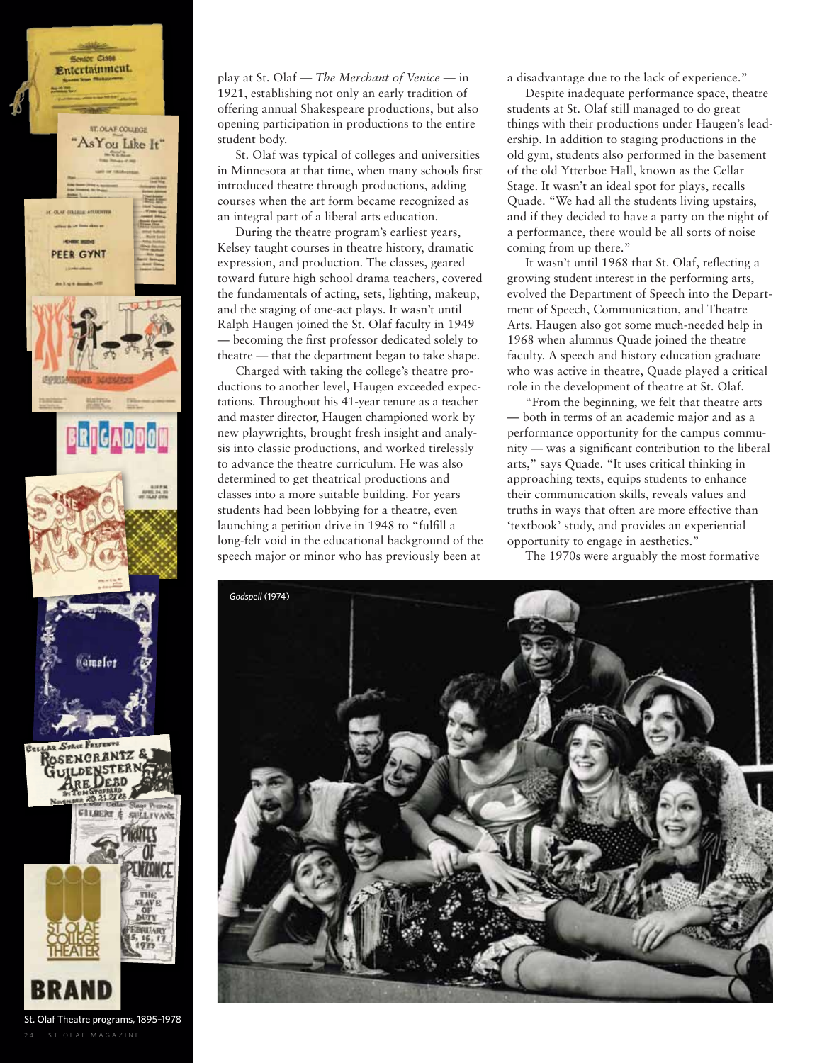play at St. Olaf — *The Merchant of Venice* — in 1921, establishing not only an early tradition of offering annual Shakespeare productions, but also opening participation in productions to the entire student body.

St. Olaf was typical of colleges and universities in Minnesota at that time, when many schools first introduced theatre through productions, adding courses when the art form became recognized as an integral part of a liberal arts education.

During the theatre program's earliest years, Kelsey taught courses in theatre history, dramatic expression, and production. The classes, geared toward future high school drama teachers, covered the fundamentals of acting, sets, lighting, makeup, and the staging of one-act plays. It wasn't until Ralph Haugen joined the St. Olaf faculty in 1949 — becoming the first professor dedicated solely to theatre — that the department began to take shape.

Charged with taking the college's theatre productions to another level, Haugen exceeded expectations. Throughout his 41-year tenure as a teacher and master director, Haugen championed work by new playwrights, brought fresh insight and analysis into classic productions, and worked tirelessly to advance the theatre curriculum. He was also determined to get theatrical productions and classes into a more suitable building. For years students had been lobbying for a theatre, even launching a petition drive in 1948 to "fulfill a long-felt void in the educational background of the speech major or minor who has previously been at a disadvantage due to the lack of experience."

Despite inadequate performance space, theatre students at St. Olaf still managed to do great things with their productions under Haugen's leadership. In addition to staging productions in the old gym, students also performed in the basement of the old Ytterboe Hall, known as the Cellar Stage. It wasn't an ideal spot for plays, recalls Quade. "We had all the students living upstairs, and if they decided to have a party on the night of a performance, there would be all sorts of noise coming from up there."

It wasn't until 1968 that St. Olaf, reflecting a growing student interest in the performing arts, evolved the Department of Speech into the Department of Speech, Communication, and Theatre Arts. Haugen also got some much-needed help in 1968 when alumnus Quade joined the theatre faculty. A speech and history education graduate who was active in theatre, Quade played a critical role in the development of theatre at St. Olaf.

"From the beginning, we felt that theatre arts — both in terms of an academic major and as a performance opportunity for the campus community — was a significant contribution to the liberal arts," says Quade. "It uses critical thinking in approaching texts, equips students to enhance their communication skills, reveals values and truths in ways that often are more effective than 'textbook' study, and provides an experiential opportunity to engage in aesthetics."

The 1970s were arguably the most formative

*Godspell* (1974)

St. Olaf Theatre programs, 1895–1978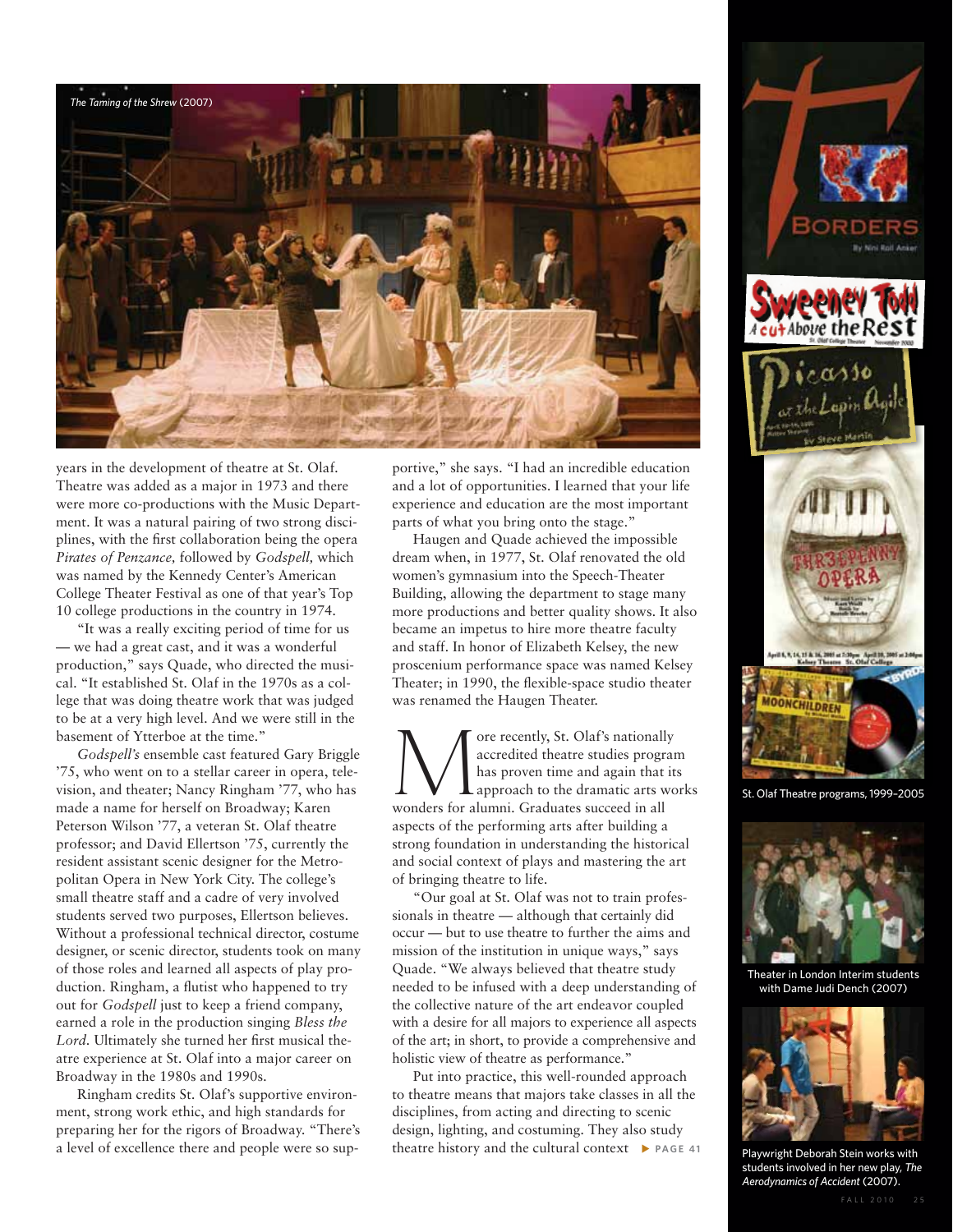*The Taming of the Shrew* (2007)

years in the development of theatre at St. Olaf. Theatre was added as a major in 1973 and there were more co-productions with the Music Department. It was a natural pairing of two strong disciplines, with the first collaboration being the opera *Pirates of Penzance,* followed by *Godspell,* which was named by the Kennedy Center's American College Theater Festival as one of that year's Top 10 college productions in the country in 1974.

"It was a really exciting period of time for us — we had a great cast, and it was a wonderful production," says Quade, who directed the musical. "It established St. Olaf in the 1970s as a college that was doing theatre work that was judged to be at a very high level. And we were still in the basement of Ytterboe at the time."

*Godspell's* ensemble cast featured Gary Briggle '75, who went on to a stellar career in opera, television, and theater; Nancy Ringham '77, who has made a name for herself on Broadway; Karen Peterson Wilson '77, a veteran St. Olaf theatre professor; and David Ellertson '75, currently the resident assistant scenic designer for the Metropolitan Opera in New York City. The college's small theatre staff and a cadre of very involved students served two purposes, Ellertson believes. Without a professional technical director, costume designer, or scenic director, students took on many of those roles and learned all aspects of play production. Ringham, a flutist who happened to try out for *Godspell* just to keep a friend company, earned a role in the production singing *Bless the Lord*. Ultimately she turned her first musical theatre experience at St. Olaf into a major career on Broadway in the 1980s and 1990s.

Ringham credits St. Olaf's supportive environment, strong work ethic, and high standards for preparing her for the rigors of Broadway. "There's a level of excellence there and people were so supportive," she says. "I had an incredible education and a lot of opportunities. I learned that your life experience and education are the most important parts of what you bring onto the stage."

Haugen and Quade achieved the impossible dream when, in 1977, St. Olaf renovated the old women's gymnasium into the Speech-Theater Building, allowing the department to stage many more productions and better quality shows. It also became an impetus to hire more theatre faculty and staff. In honor of Elizabeth Kelsey, the new proscenium performance space was named Kelsey Theater; in 1990, the flexible-space studio theater was renamed the Haugen Theater.

More recently, St. Olaf's nationally accredited theatre studies program has proven time and again that its approach to the dramatic arts works wonders for alumni. Graduates succeed in all aspects of the performing arts after building a strong foundation in understanding the historical and social context of plays and mastering the art of bringing theatre to life.

"Our goal at St. Olaf was not to train professionals in theatre — although that certainly did occur — but to use theatre to further the aims and mission of the institution in unique ways," says Quade. "We always believed that theatre study needed to be infused with a deep understanding of the collective nature of the art endeavor coupled with a desire for all majors to experience all aspects of the art; in short, to provide a comprehensive and holistic view of theatre as performance."

Put into practice, this well-rounded approach to theatre means that majors take classes in all the disciplines, from acting and directing to scenic design, lighting, and costuming. They also study theatre history and the cultural context ▶ PAGE 41

St. Olaf Theatre programs, 1999–2005

Theater in London Interim students with Dame Judi Dench (2007)

Playwright Deborah Stein works with students involved in her new play, *The Aerodynamics of Accident* (2007).